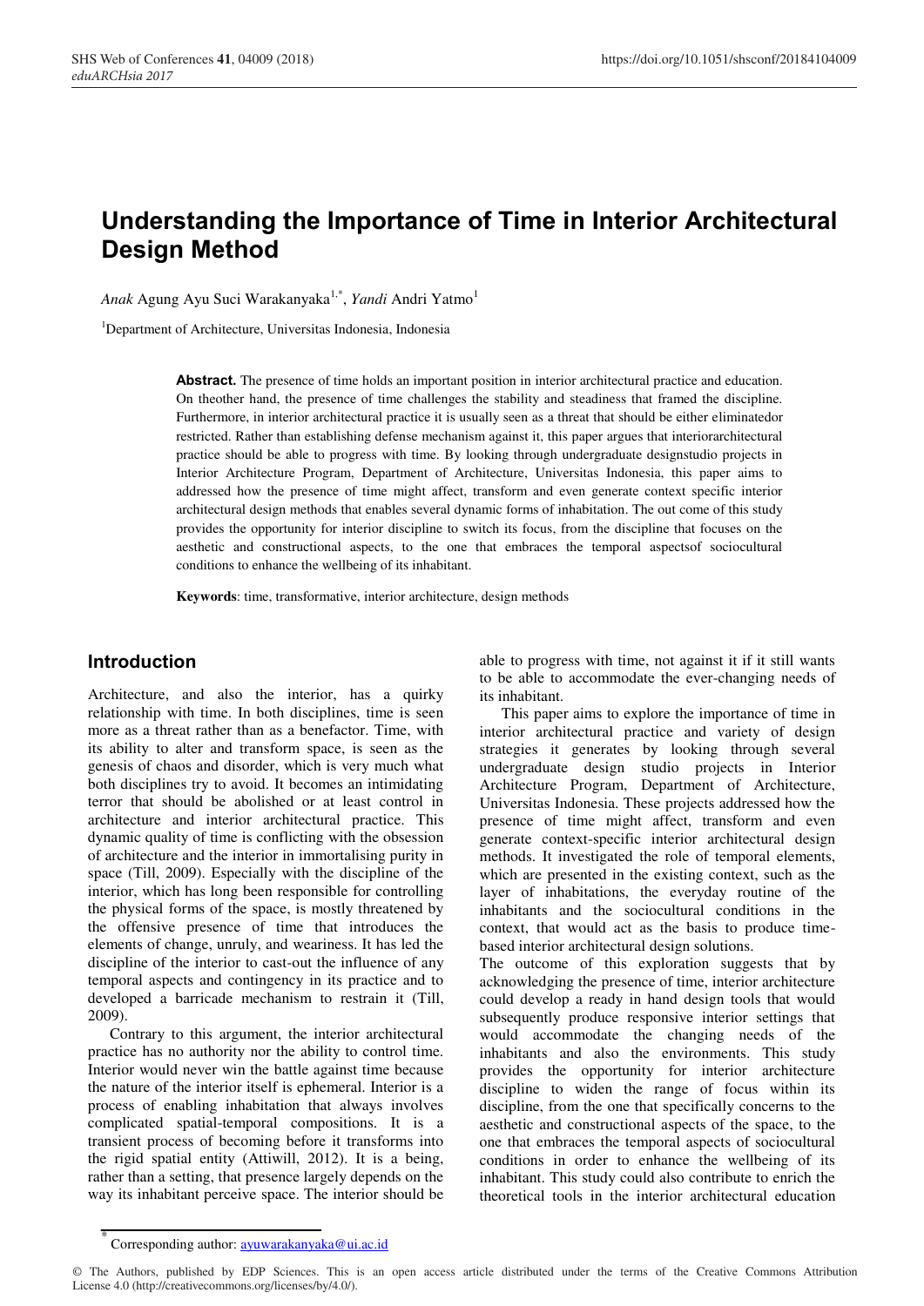# Understanding the Importance of Time in Interior Architectural Design Method

*Anak* Agung Ayu Suci Warakanyaka[1,*], *Yandi* Andri Yatmo[1]

[1]Department of Architecture, Universitas Indonesia, Indonesia

**Abstract.** The presence of time holds an important position in interior architectural practice and education. On theother hand, the presence of time challenges the stability and steadiness that framed the discipline. Furthermore, in interior architectural practice it is usually seen as a threat that should be either eliminatedor restricted. Rather than establishing defense mechanism against it, this paper argues that interiorarchitectural practice should be able to progress with time. By looking through undergraduate designstudio projects in Interior Architecture Program, Department of Architecture, Universitas Indonesia, this paper aims to addressed how the presence of time might affect, transform and even generate context specific interior architectural design methods that enables several dynamic forms of inhabitation. The out come of this study provides the opportunity for interior discipline to switch its focus, from the discipline that focuses on the aesthetic and constructional aspects, to the one that embraces the temporal aspectsof sociocultural conditions to enhance the wellbeing of its inhabitant.

**Keywords**: time, transformative, interior architecture, design methods

## Introduction

Architecture, and also the interior, has a quirky relationship with time. In both disciplines, time is seen more as a threat rather than as a benefactor. Time, with its ability to alter and transform space, is seen as the genesis of chaos and disorder, which is very much what both disciplines try to avoid. It becomes an intimidating terror that should be abolished or at least control in architecture and interior architectural practice. This dynamic quality of time is conflicting with the obsession of architecture and the interior in immortalising purity in space (Till, 2009). Especially with the discipline of the interior, which has long been responsible for controlling the physical forms of the space, is mostly threatened by the offensive presence of time that introduces the elements of change, unruly, and weariness. It has led the discipline of the interior to cast-out the influence of any temporal aspects and contingency in its practice and to developed a barricade mechanism to restrain it (Till, 2009).

Contrary to this argument, the interior architectural practice has no authority nor the ability to control time. Interior would never win the battle against time because the nature of the interior itself is ephemeral. Interior is a process of enabling inhabitation that always involves complicated spatial-temporal compositions. It is a transient process of becoming before it transforms into the rigid spatial entity (Attiwill, 2012). It is a being, rather than a setting, that presence largely depends on the way its inhabitant perceive space. The interior should be able to progress with time, not against it if it still wants to be able to accommodate the ever-changing needs of its inhabitant.

This paper aims to explore the importance of time in interior architectural practice and variety of design strategies it generates by looking through several undergraduate design studio projects in Interior Architecture Program, Department of Architecture, Universitas Indonesia. These projects addressed how the presence of time might affect, transform and even generate context-specific interior architectural design methods. It investigated the role of temporal elements, which are presented in the existing context, such as the layer of inhabitations, the everyday routine of the inhabitants and the sociocultural conditions in the context, that would act as the basis to produce time-based interior architectural design solutions.

The outcome of this exploration suggests that by acknowledging the presence of time, interior architecture could develop a ready in hand design tools that would subsequently produce responsive interior settings that would accommodate the changing needs of the inhabitants and also the environments. This study provides the opportunity for interior architecture discipline to widen the range of focus within its discipline, from the one that specifically concerns to the aesthetic and constructional aspects of the space, to the one that embraces the temporal aspects of sociocultural conditions in order to enhance the wellbeing of its inhabitant. This study could also contribute to enrich the theoretical tools in the interior architectural education

[*] Corresponding author: ayuwarakanyaka@ui.ac.id

© The Authors, published by EDP Sciences. This is an open access article distributed under the terms of the Creative Commons Attribution License 4.0 (http://creativecommons.org/licenses/by/4.0/).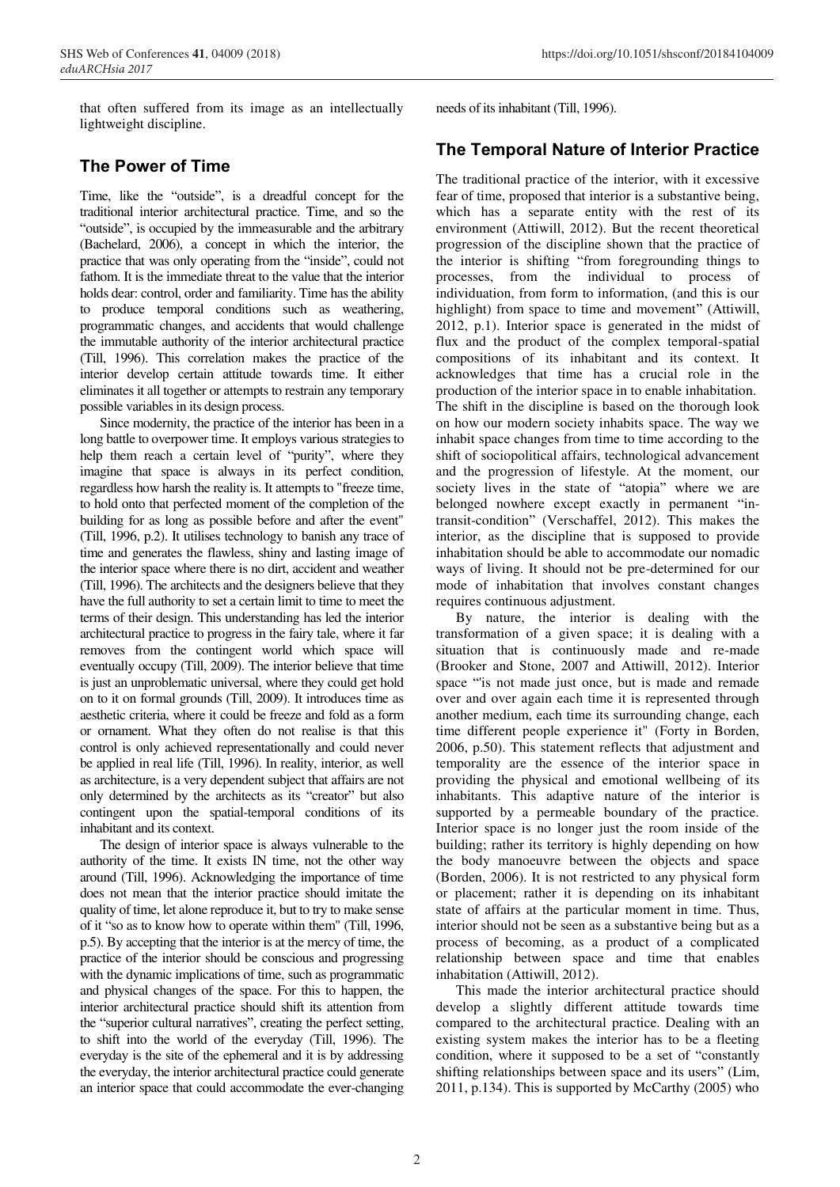that often suffered from its image as an intellectually lightweight discipline.

## The Power of Time

Time, like the "outside", is a dreadful concept for the traditional interior architectural practice. Time, and so the "outside", is occupied by the immeasurable and the arbitrary (Bachelard, 2006), a concept in which the interior, the practice that was only operating from the "inside", could not fathom. It is the immediate threat to the value that the interior holds dear: control, order and familiarity. Time has the ability to produce temporal conditions such as weathering, programmatic changes, and accidents that would challenge the immutable authority of the interior architectural practice (Till, 1996). This correlation makes the practice of the interior develop certain attitude towards time. It either eliminates it all together or attempts to restrain any temporary possible variables in its design process.

Since modernity, the practice of the interior has been in a long battle to overpower time. It employs various strategies to help them reach a certain level of "purity", where they imagine that space is always in its perfect condition, regardless how harsh the reality is. It attempts to "freeze time, to hold onto that perfected moment of the completion of the building for as long as possible before and after the event" (Till, 1996, p.2). It utilises technology to banish any trace of time and generates the flawless, shiny and lasting image of the interior space where there is no dirt, accident and weather (Till, 1996). The architects and the designers believe that they have the full authority to set a certain limit to time to meet the terms of their design. This understanding has led the interior architectural practice to progress in the fairy tale, where it far removes from the contingent world which space will eventually occupy (Till, 2009). The interior believe that time is just an unproblematic universal, where they could get hold on to it on formal grounds (Till, 2009). It introduces time as aesthetic criteria, where it could be freeze and fold as a form or ornament. What they often do not realise is that this control is only achieved representationally and could never be applied in real life (Till, 1996). In reality, interior, as well as architecture, is a very dependent subject that affairs are not only determined by the architects as its "creator" but also contingent upon the spatial-temporal conditions of its inhabitant and its context.

The design of interior space is always vulnerable to the authority of the time. It exists IN time, not the other way around (Till, 1996). Acknowledging the importance of time does not mean that the interior practice should imitate the quality of time, let alone reproduce it, but to try to make sense of it "so as to know how to operate within them" (Till, 1996, p.5). By accepting that the interior is at the mercy of time, the practice of the interior should be conscious and progressing with the dynamic implications of time, such as programmatic and physical changes of the space. For this to happen, the interior architectural practice should shift its attention from the "superior cultural narratives", creating the perfect setting, to shift into the world of the everyday (Till, 1996). The everyday is the site of the ephemeral and it is by addressing the everyday, the interior architectural practice could generate an interior space that could accommodate the ever-changing needs of its inhabitant (Till, 1996).

## The Temporal Nature of Interior Practice

The traditional practice of the interior, with it excessive fear of time, proposed that interior is a substantive being, which has a separate entity with the rest of its environment (Attiwill, 2012). But the recent theoretical progression of the discipline shown that the practice of the interior is shifting "from foregrounding things to processes, from the individual to process of individuation, from form to information, (and this is our highlight) from space to time and movement" (Attiwill, 2012, p.1). Interior space is generated in the midst of flux and the product of the complex temporal-spatial compositions of its inhabitant and its context. It acknowledges that time has a crucial role in the production of the interior space in to enable inhabitation. The shift in the discipline is based on the thorough look on how our modern society inhabits space. The way we inhabit space changes from time to time according to the shift of sociopolitical affairs, technological advancement and the progression of lifestyle. At the moment, our society lives in the state of "atopia" where we are belonged nowhere except exactly in permanent "in-transit-condition" (Verschaffel, 2012). This makes the interior, as the discipline that is supposed to provide inhabitation should be able to accommodate our nomadic ways of living. It should not be pre-determined for our mode of inhabitation that involves constant changes requires continuous adjustment.

By nature, the interior is dealing with the transformation of a given space; it is dealing with a situation that is continuously made and re-made (Brooker and Stone, 2007 and Attiwill, 2012). Interior space "'is not made just once, but is made and remade over and over again each time it is represented through another medium, each time its surrounding change, each time different people experience it" (Forty in Borden, 2006, p.50). This statement reflects that adjustment and temporality are the essence of the interior space in providing the physical and emotional wellbeing of its inhabitants. This adaptive nature of the interior is supported by a permeable boundary of the practice. Interior space is no longer just the room inside of the building; rather its territory is highly depending on how the body manoeuvre between the objects and space (Borden, 2006). It is not restricted to any physical form or placement; rather it is depending on its inhabitant state of affairs at the particular moment in time. Thus, interior should not be seen as a substantive being but as a process of becoming, as a product of a complicated relationship between space and time that enables inhabitation (Attiwill, 2012).

This made the interior architectural practice should develop a slightly different attitude towards time compared to the architectural practice. Dealing with an existing system makes the interior has to be a fleeting condition, where it supposed to be a set of "constantly shifting relationships between space and its users" (Lim, 2011, p.134). This is supported by McCarthy (2005) who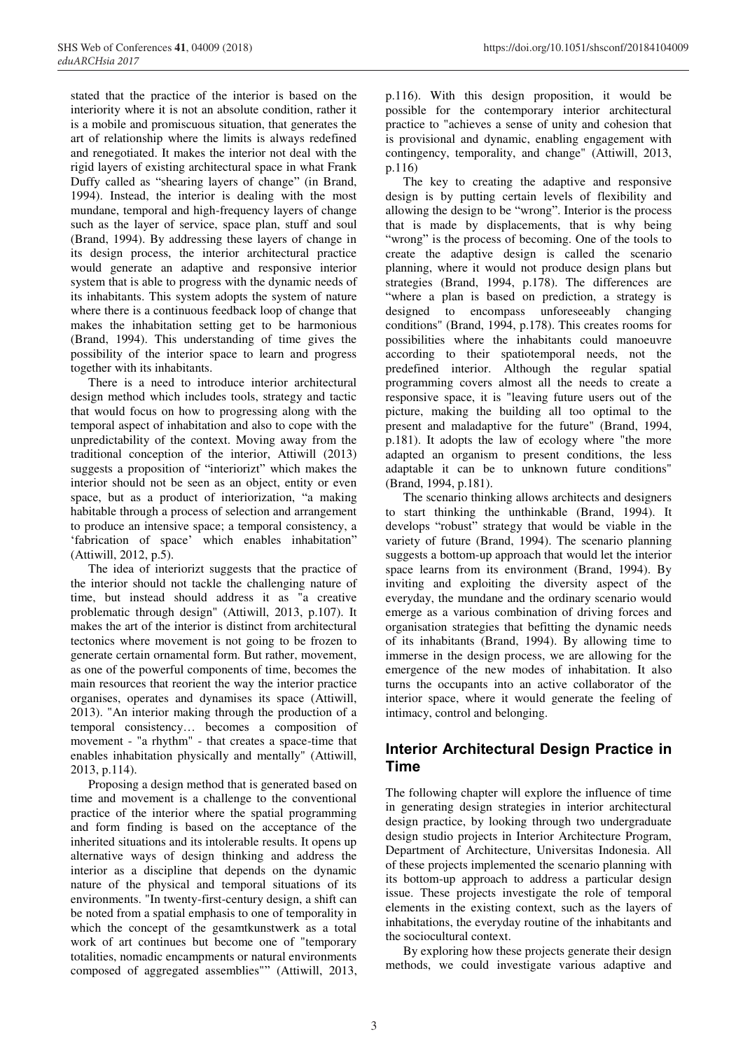stated that the practice of the interior is based on the interiority where it is not an absolute condition, rather it is a mobile and promiscuous situation, that generates the art of relationship where the limits is always redefined and renegotiated. It makes the interior not deal with the rigid layers of existing architectural space in what Frank Duffy called as "shearing layers of change" (in Brand, 1994). Instead, the interior is dealing with the most mundane, temporal and high-frequency layers of change such as the layer of service, space plan, stuff and soul (Brand, 1994). By addressing these layers of change in its design process, the interior architectural practice would generate an adaptive and responsive interior system that is able to progress with the dynamic needs of its inhabitants. This system adopts the system of nature where there is a continuous feedback loop of change that makes the inhabitation setting get to be harmonious (Brand, 1994). This understanding of time gives the possibility of the interior space to learn and progress together with its inhabitants.

There is a need to introduce interior architectural design method which includes tools, strategy and tactic that would focus on how to progressing along with the temporal aspect of inhabitation and also to cope with the unpredictability of the context. Moving away from the traditional conception of the interior, Attiwill (2013) suggests a proposition of "interiorizt" which makes the interior should not be seen as an object, entity or even space, but as a product of interiorization, "a making habitable through a process of selection and arrangement to produce an intensive space; a temporal consistency, a 'fabrication of space' which enables inhabitation" (Attiwill, 2012, p.5).

The idea of interiorizt suggests that the practice of the interior should not tackle the challenging nature of time, but instead should address it as "a creative problematic through design" (Attiwill, 2013, p.107). It makes the art of the interior is distinct from architectural tectonics where movement is not going to be frozen to generate certain ornamental form. But rather, movement, as one of the powerful components of time, becomes the main resources that reorient the way the interior practice organises, operates and dynamises its space (Attiwill, 2013). "An interior making through the production of a temporal consistency… becomes a composition of movement - "a rhythm" - that creates a space-time that enables inhabitation physically and mentally" (Attiwill, 2013, p.114).

Proposing a design method that is generated based on time and movement is a challenge to the conventional practice of the interior where the spatial programming and form finding is based on the acceptance of the inherited situations and its intolerable results. It opens up alternative ways of design thinking and address the interior as a discipline that depends on the dynamic nature of the physical and temporal situations of its environments. "In twenty-first-century design, a shift can be noted from a spatial emphasis to one of temporality in which the concept of the gesamtkunstwerk as a total work of art continues but become one of "temporary totalities, nomadic encampments or natural environments composed of aggregated assemblies"" (Attiwill, 2013, p.116). With this design proposition, it would be possible for the contemporary interior architectural practice to "achieves a sense of unity and cohesion that is provisional and dynamic, enabling engagement with contingency, temporality, and change" (Attiwill, 2013, p.116)

The key to creating the adaptive and responsive design is by putting certain levels of flexibility and allowing the design to be "wrong". Interior is the process that is made by displacements, that is why being "wrong" is the process of becoming. One of the tools to create the adaptive design is called the scenario planning, where it would not produce design plans but strategies (Brand, 1994, p.178). The differences are "where a plan is based on prediction, a strategy is designed to encompass unforeseeably changing conditions" (Brand, 1994, p.178). This creates rooms for possibilities where the inhabitants could manoeuvre according to their spatiotemporal needs, not the predefined interior. Although the regular spatial programming covers almost all the needs to create a responsive space, it is "leaving future users out of the picture, making the building all too optimal to the present and maladaptive for the future" (Brand, 1994, p.181). It adopts the law of ecology where "the more adapted an organism to present conditions, the less adaptable it can be to unknown future conditions" (Brand, 1994, p.181).

The scenario thinking allows architects and designers to start thinking the unthinkable (Brand, 1994). It develops "robust" strategy that would be viable in the variety of future (Brand, 1994). The scenario planning suggests a bottom-up approach that would let the interior space learns from its environment (Brand, 1994). By inviting and exploiting the diversity aspect of the everyday, the mundane and the ordinary scenario would emerge as a various combination of driving forces and organisation strategies that befitting the dynamic needs of its inhabitants (Brand, 1994). By allowing time to immerse in the design process, we are allowing for the emergence of the new modes of inhabitation. It also turns the occupants into an active collaborator of the interior space, where it would generate the feeling of intimacy, control and belonging.

## Interior Architectural Design Practice in Time

The following chapter will explore the influence of time in generating design strategies in interior architectural design practice, by looking through two undergraduate design studio projects in Interior Architecture Program, Department of Architecture, Universitas Indonesia. All of these projects implemented the scenario planning with its bottom-up approach to address a particular design issue. These projects investigate the role of temporal elements in the existing context, such as the layers of inhabitations, the everyday routine of the inhabitants and the sociocultural context.

By exploring how these projects generate their design methods, we could investigate various adaptive and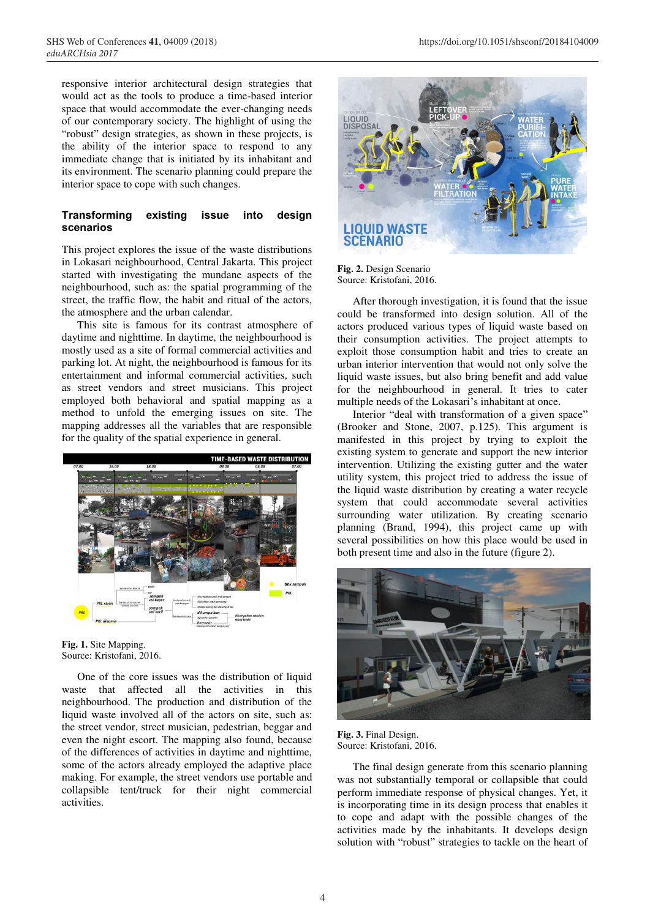responsive interior architectural design strategies that would act as the tools to produce a time-based interior space that would accommodate the ever-changing needs of our contemporary society. The highlight of using the "robust" design strategies, as shown in these projects, is the ability of the interior space to respond to any immediate change that is initiated by its inhabitant and its environment. The scenario planning could prepare the interior space to cope with such changes.

## Transforming existing issue into design scenarios

This project explores the issue of the waste distributions in Lokasari neighbourhood, Central Jakarta. This project started with investigating the mundane aspects of the neighbourhood, such as: the spatial programming of the street, the traffic flow, the habit and ritual of the actors, the atmosphere and the urban calendar.

This site is famous for its contrast atmosphere of daytime and nighttime. In daytime, the neighbourhood is mostly used as a site of formal commercial activities and parking lot. At night, the neighbourhood is famous for its entertainment and informal commercial activities, such as street vendors and street musicians. This project employed both behavioral and spatial mapping as a method to unfold the emerging issues on site. The mapping addresses all the variables that are responsible for the quality of the spatial experience in general.

**Fig. 1.** Site Mapping.
Source: Kristofani, 2016.

One of the core issues was the distribution of liquid waste that affected all the activities in this neighbourhood. The production and distribution of the liquid waste involved all of the actors on site, such as: the street vendor, street musician, pedestrian, beggar and even the night escort. The mapping also found, because of the differences of activities in daytime and nighttime, some of the actors already employed the adaptive place making. For example, the street vendors use portable and collapsible tent/truck for their night commercial activities.

**Fig. 2.** Design Scenario
Source: Kristofani, 2016.

After thorough investigation, it is found that the issue could be transformed into design solution. All of the actors produced various types of liquid waste based on their consumption activities. The project attempts to exploit those consumption habit and tries to create an urban interior intervention that would not only solve the liquid waste issues, but also bring benefit and add value for the neighbourhood in general. It tries to cater multiple needs of the Lokasari's inhabitant at once.

Interior "deal with transformation of a given space" (Brooker and Stone, 2007, p.125). This argument is manifested in this project by trying to exploit the existing system to generate and support the new interior intervention. Utilizing the existing gutter and the water utility system, this project tried to address the issue of the liquid waste distribution by creating a water recycle system that could accommodate several activities surrounding water utilization. By creating scenario planning (Brand, 1994), this project came up with several possibilities on how this place would be used in both present time and also in the future (figure 2).

**Fig. 3.** Final Design.
Source: Kristofani, 2016.

The final design generate from this scenario planning was not substantially temporal or collapsible that could perform immediate response of physical changes. Yet, it is incorporating time in its design process that enables it to cope and adapt with the possible changes of the activities made by the inhabitants. It develops design solution with "robust" strategies to tackle on the heart of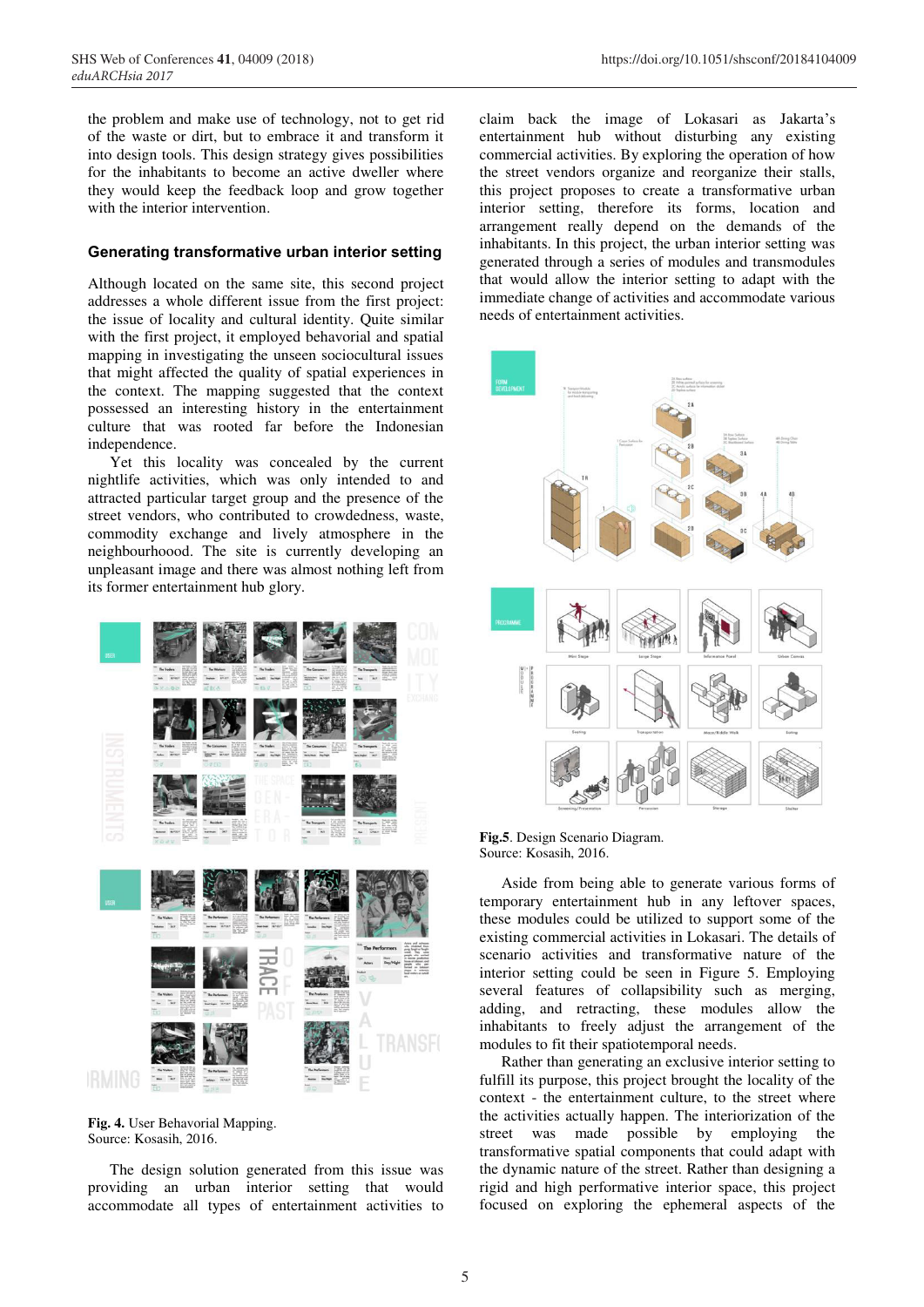the problem and make use of technology, not to get rid of the waste or dirt, but to embrace it and transform it into design tools. This design strategy gives possibilities for the inhabitants to become an active dweller where they would keep the feedback loop and grow together with the interior intervention.

## Generating transformative urban interior setting

Although located on the same site, this second project addresses a whole different issue from the first project: the issue of locality and cultural identity. Quite similar with the first project, it employed behavorial and spatial mapping in investigating the unseen sociocultural issues that might affected the quality of spatial experiences in the context. The mapping suggested that the context possessed an interesting history in the entertainment culture that was rooted far before the Indonesian independence.

Yet this locality was concealed by the current nightlife activities, which was only intended to and attracted particular target group and the presence of the street vendors, who contributed to crowdedness, waste, commodity exchange and lively atmosphere in the neighbourhoood. The site is currently developing an unpleasant image and there was almost nothing left from its former entertainment hub glory.

**Fig. 4.** User Behavorial Mapping.
Source: Kosasih, 2016.

The design solution generated from this issue was providing an urban interior setting that would accommodate all types of entertainment activities to claim back the image of Lokasari as Jakarta's entertainment hub without disturbing any existing commercial activities. By exploring the operation of how the street vendors organize and reorganize their stalls, this project proposes to create a transformative urban interior setting, therefore its forms, location and arrangement really depend on the demands of the inhabitants. In this project, the urban interior setting was generated through a series of modules and transmodules that would allow the interior setting to adapt with the immediate change of activities and accommodate various needs of entertainment activities.

**Fig.5**. Design Scenario Diagram.
Source: Kosasih, 2016.

Aside from being able to generate various forms of temporary entertainment hub in any leftover spaces, these modules could be utilized to support some of the existing commercial activities in Lokasari. The details of scenario activities and transformative nature of the interior setting could be seen in Figure 5. Employing several features of collapsibility such as merging, adding, and retracting, these modules allow the inhabitants to freely adjust the arrangement of the modules to fit their spatiotemporal needs.

Rather than generating an exclusive interior setting to fulfill its purpose, this project brought the locality of the context - the entertainment culture, to the street where the activities actually happen. The interiorization of the street was made possible by employing the transformative spatial components that could adapt with the dynamic nature of the street. Rather than designing a rigid and high performative interior space, this project focused on exploring the ephemeral aspects of the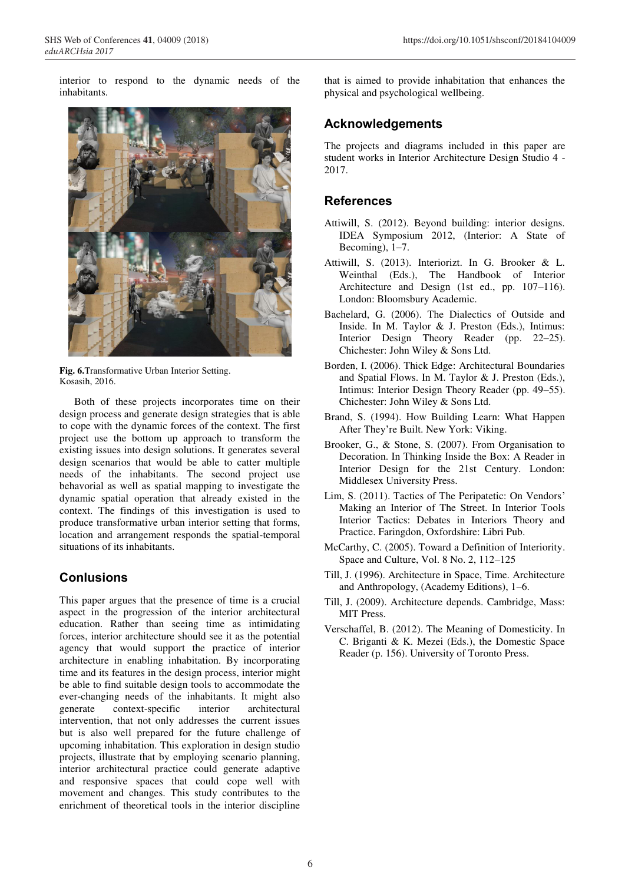interior to respond to the dynamic needs of the inhabitants.

**Fig. 6.**Transformative Urban Interior Setting. Kosasih, 2016.

Both of these projects incorporates time on their design process and generate design strategies that is able to cope with the dynamic forces of the context. The first project use the bottom up approach to transform the existing issues into design solutions. It generates several design scenarios that would be able to catter multiple needs of the inhabitants. The second project use behavorial as well as spatial mapping to investigate the dynamic spatial operation that already existed in the context. The findings of this investigation is used to produce transformative urban interior setting that forms, location and arrangement responds the spatial-temporal situations of its inhabitants.

## Conlusions

This paper argues that the presence of time is a crucial aspect in the progression of the interior architectural education. Rather than seeing time as intimidating forces, interior architecture should see it as the potential agency that would support the practice of interior architecture in enabling inhabitation. By incorporating time and its features in the design process, interior might be able to find suitable design tools to accommodate the ever-changing needs of the inhabitants. It might also generate context-specific interior architectural intervention, that not only addresses the current issues but is also well prepared for the future challenge of upcoming inhabitation. This exploration in design studio projects, illustrate that by employing scenario planning, interior architectural practice could generate adaptive and responsive spaces that could cope well with movement and changes. This study contributes to the enrichment of theoretical tools in the interior discipline that is aimed to provide inhabitation that enhances the physical and psychological wellbeing.

## Acknowledgements

The projects and diagrams included in this paper are student works in Interior Architecture Design Studio 4 - 2017.

## References

Attiwill, S. (2012). Beyond building: interior designs. IDEA Symposium 2012, (Interior: A State of Becoming), 1–7.

Attiwill, S. (2013). Interiorizt. In G. Brooker & L. Weinthal (Eds.), The Handbook of Interior Architecture and Design (1st ed., pp. 107–116). London: Bloomsbury Academic.

Bachelard, G. (2006). The Dialectics of Outside and Inside. In M. Taylor & J. Preston (Eds.), Intimus: Interior Design Theory Reader (pp. 22–25). Chichester: John Wiley & Sons Ltd.

Borden, I. (2006). Thick Edge: Architectural Boundaries and Spatial Flows. In M. Taylor & J. Preston (Eds.), Intimus: Interior Design Theory Reader (pp. 49–55). Chichester: John Wiley & Sons Ltd.

Brand, S. (1994). How Building Learn: What Happen After They're Built. New York: Viking.

Brooker, G., & Stone, S. (2007). From Organisation to Decoration. In Thinking Inside the Box: A Reader in Interior Design for the 21st Century. London: Middlesex University Press.

Lim, S. (2011). Tactics of The Peripatetic: On Vendors' Making an Interior of The Street. In Interior Tools Interior Tactics: Debates in Interiors Theory and Practice. Faringdon, Oxfordshire: Libri Pub.

McCarthy, C. (2005). Toward a Definition of Interiority. Space and Culture, Vol. 8 No. 2, 112–125

Till, J. (1996). Architecture in Space, Time. Architecture and Anthropology, (Academy Editions), 1–6.

Till, J. (2009). Architecture depends. Cambridge, Mass: MIT Press.

Verschaffel, B. (2012). The Meaning of Domesticity. In C. Briganti & K. Mezei (Eds.), the Domestic Space Reader (p. 156). University of Toronto Press.